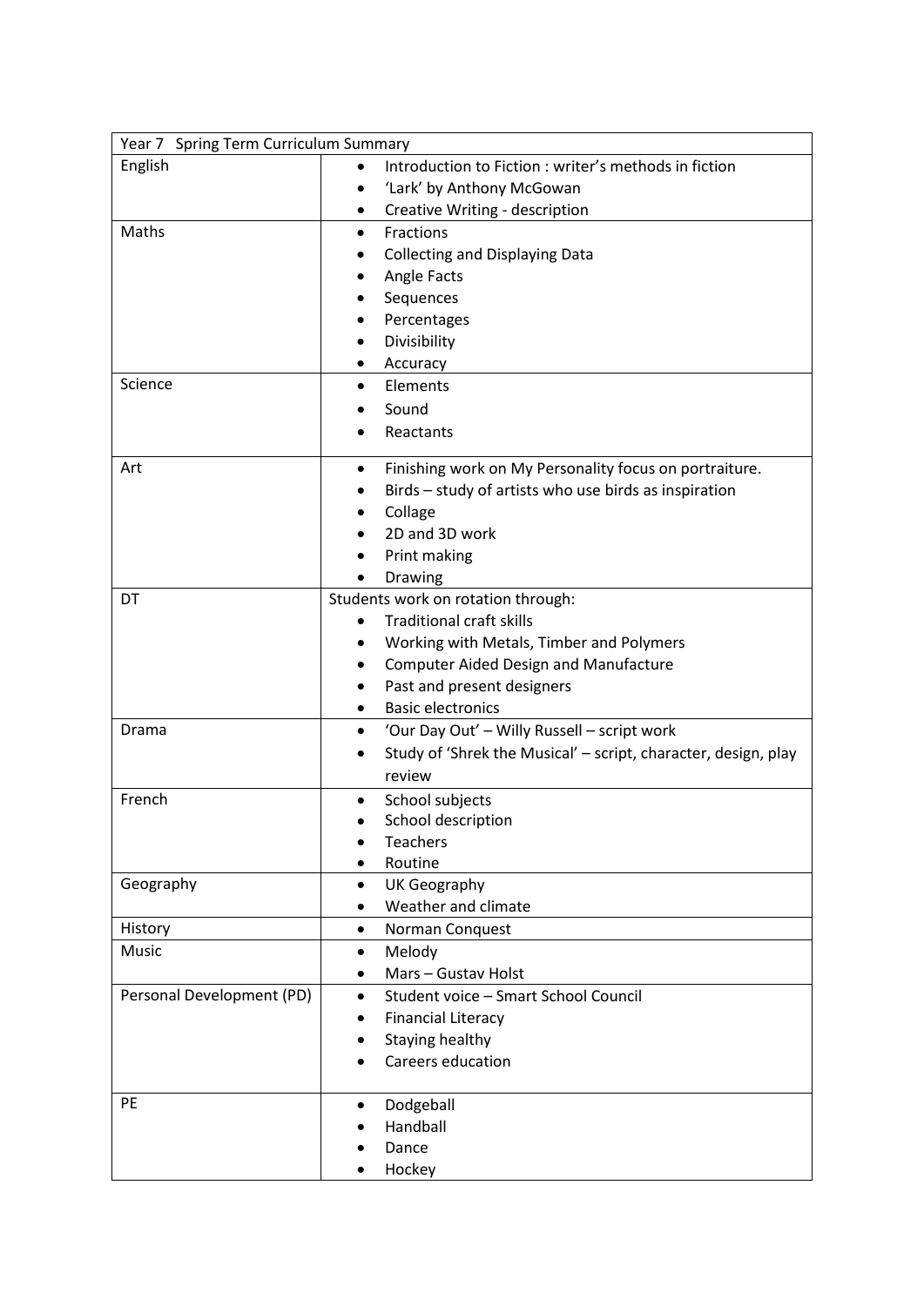| Year 7 Spring Term Curriculum Summary | |
|---|---|
| English | • Introduction to Fiction : writer's methods in fiction<br>• 'Lark' by Anthony McGowan<br>• Creative Writing - description |
| Maths | • Fractions<br>• Collecting and Displaying Data<br>• Angle Facts<br>• Sequences<br>• Percentages<br>• Divisibility<br>• Accuracy |
| Science | • Elements<br>• Sound<br>• Reactants |
| Art | • Finishing work on My Personality focus on portraiture.<br>• Birds – study of artists who use birds as inspiration<br>• Collage<br>• 2D and 3D work<br>• Print making<br>• Drawing |
| DT | Students work on rotation through:<br>• Traditional craft skills<br>• Working with Metals, Timber and Polymers<br>• Computer Aided Design and Manufacture<br>• Past and present designers<br>• Basic electronics |
| Drama | • 'Our Day Out' – Willy Russell – script work<br>• Study of 'Shrek the Musical' – script, character, design, play review |
| French | • School subjects<br>• School description<br>• Teachers<br>• Routine |
| Geography | • UK Geography<br>• Weather and climate |
| History | • Norman Conquest |
| Music | • Melody<br>• Mars – Gustav Holst |
| Personal Development (PD) | • Student voice – Smart School Council<br>• Financial Literacy<br>• Staying healthy<br>• Careers education |
| PE | • Dodgeball<br>• Handball<br>• Dance<br>• Hockey |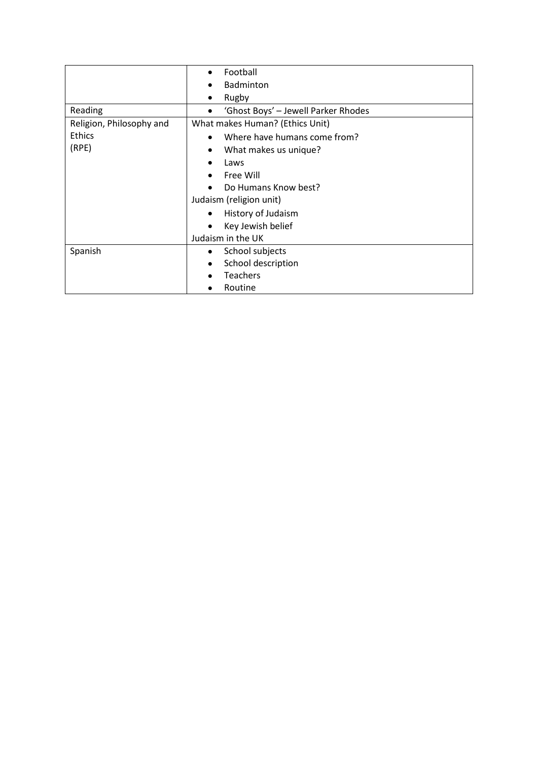| | |
|---|---|
| | • Football<br>• Badminton<br>• Rugby |
| Reading | • 'Ghost Boys' – Jewell Parker Rhodes |
| Religion, Philosophy and Ethics (RPE) | What makes Human? (Ethics Unit)<br>• Where have humans come from?<br>• What makes us unique?<br>• Laws<br>• Free Will<br>• Do Humans Know best?<br>Judaism (religion unit)<br>• History of Judaism<br>• Key Jewish belief<br>Judaism in the UK |
| Spanish | • School subjects<br>• School description<br>• Teachers<br>• Routine |